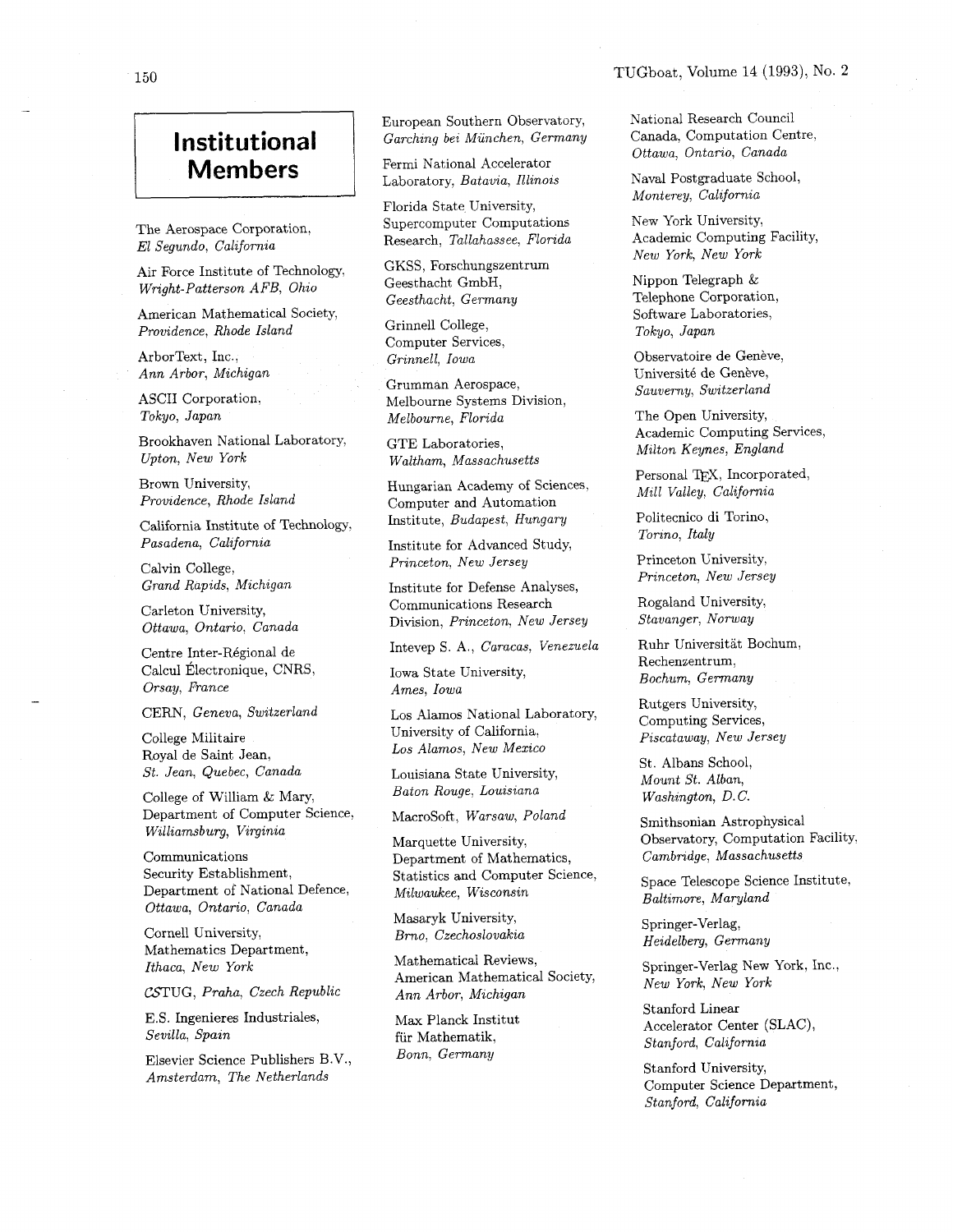# Institutional Members

The Aerospace Corporation, *El Segundo, California*

Air Force Institute of Technology, *Wright-Patterson AFB, Ohio*

American Mathematical Society, *Providence, Rhode Island*

ArborText, Inc., *Ann Arbor, Michigan*

ASCII Corporation, *Tokyo, Japan*

Brookhaven National Laboratory, *Upton, New York*

Brown University, *Providence, Rhode Island*

California Institute of Technology, *Pasadena, California*

Calvin College, *Grand Rapids, Michigan*

Carleton University, *Ottawa, Ontario, Canada*

Centre Inter-Régional de Calcul Électronique, CNRS, *Orsay, France*

CERN, *Geneva, Switzerland*

College Militaire Royal de Saint Jean, *St. Jean, Quebec, Canada*

College of William & Mary, Department of Computer Science, *Williamsburg, Virginia*

Communications Security Establishment, Department of National Defence, *Ottawa, Ontario, Canada*

Cornell University, Mathematics Department, *Ithaca, New York*

CSTUG, *Praha, Czech Republic*

E.S. Ingenieres Industriales, *Sevilla, Spain*

Elsevier Science Publishers B.V., *Amsterdam, The Netherlands*

European Southern Observatory, *Garching bei München, Germany*

Fermi National Accelerator Laboratory, *Batavia, Illinois*

Florida State University, Supercomputer Computations Research, *Tallahassee, Florida*

GKSS, Forschungszentrum Geesthacht GmbH, *Geesthacht, Germany*

Grinnell College, Computer Services, *Grinnell, Iowa*

Grumman Aerospace, Melbourne Systems Division, *Melbourne, Florida*

GTE Laboratories, *Waltham, Massachusetts*

Hungarian Academy of Sciences, Computer and Automation Institute, *Budapest, Hungary*

Institute for Advanced Study, *Princeton, New Jersey*

Institute for Defense Analyses, Communications Research Division, *Princeton, New Jersey*

Intevep S. A., *Caracas, Venezuela*

Iowa State University, *Ames, Iowa*

Los Alamos National Laboratory, University of California, *Los Alamos, New Mexico*

Louisiana State University, *Baton Rouge, Louisiana*

MacroSoft, *Warsaw, Poland*

Marquette University, Department of Mathematics, Statistics and Computer Science, *Milwaukee, Wisconsin*

Masaryk University, *Brno, Czechoslovakia*

Mathematical Reviews, American Mathematical Society, *Ann Arbor, Michigan*

Max Planck Institut für Mathematik, *Bonn, Germany*

National Research Council Canada, Computation Centre, *Ottawa, Ontario, Canada*

Naval Postgraduate School, *Monterey, California*

New York University, Academic Computing Facility, *New York, New York*

Nippon Telegraph & Telephone Corporation, Software Laboratories, *Tokyo, Japan*

Observatoire de Genève, Université de Genève, *Sauverny, Switzerland*

The Open University, Academic Computing Services, *Milton Keynes, England*

Personal TeX, Incorporated, *Mill Valley, California*

Politecnico di Torino, *Torino, Italy*

Princeton University, *Princeton, New Jersey*

Rogaland University, *Stavanger, Norway*

Ruhr Universität Bochum, Rechenzentrum, *Bochum, Germany*

Rutgers University, Computing Services, *Piscataway, New Jersey*

St. Albans School, *Mount St. Alban, Washington, D.C.*

Smithsonian Astrophysical Observatory, Computation Facility, *Cambridge, Massachusetts*

Space Telescope Science Institute, *Baltimore, Maryland*

Springer-Verlag, *Heidelberg, Germany*

Springer-Verlag New York, Inc., *New York, New York*

Stanford Linear Accelerator Center (SLAC), *Stanford, California*

Stanford University, Computer Science Department, *Stanford, California*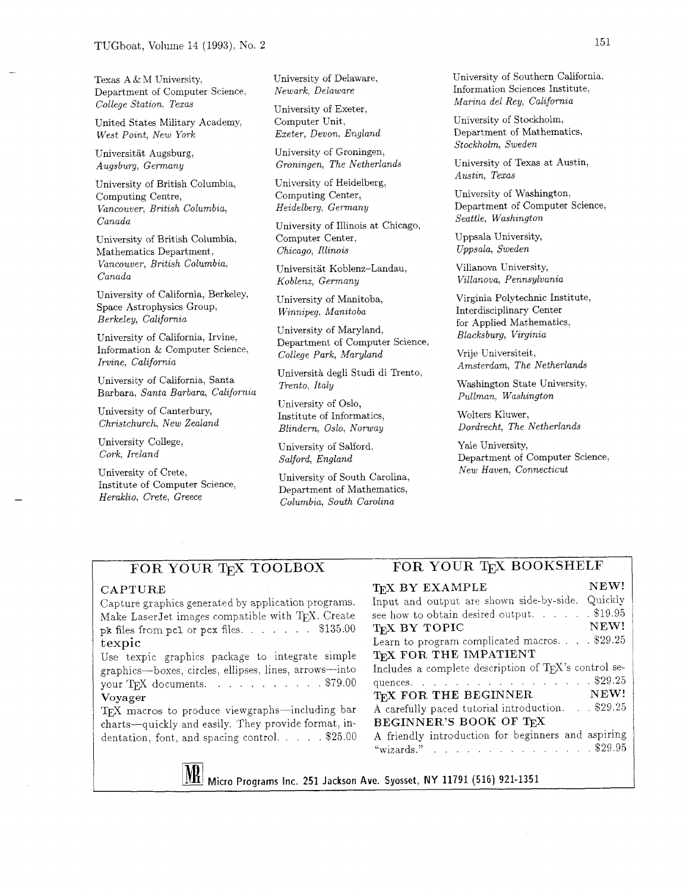Texas A & M University,
Department of Computer Science,
*College Station, Texas*

United States Military Academy,
*West Point, New York*

Universität Augsburg,
*Augsburg, Germany*

University of British Columbia,
Computing Centre,
*Vancouver, British Columbia, Canada*

University of British Columbia,
Mathematics Department,
*Vancouver, British Columbia, Canada*

University of California, Berkeley,
Space Astrophysics Group,
*Berkeley, California*

University of California, Irvine,
Information & Computer Science,
*Irvine, California*

University of California, Santa Barbara, *Santa Barbara, California*

University of Canterbury,
*Christchurch, New Zealand*

University College,
*Cork, Ireland*

University of Crete,
Institute of Computer Science,
*Heraklio, Crete, Greece*

University of Delaware,
*Newark, Delaware*

University of Exeter,
Computer Unit,
*Exeter, Devon, England*

University of Groningen,
*Groningen, The Netherlands*

University of Heidelberg,
Computing Center,
*Heidelberg, Germany*

University of Illinois at Chicago,
Computer Center,
*Chicago, Illinois*

Universität Koblenz–Landau,
*Koblenz, Germany*

University of Manitoba,
*Winnipeg, Manitoba*

University of Maryland,
Department of Computer Science,
*College Park, Maryland*

Università degli Studi di Trento,
*Trento, Italy*

University of Oslo,
Institute of Informatics,
*Blindern, Oslo, Norway*

University of Salford,
*Salford, England*

University of South Carolina,
Department of Mathematics,
*Columbia, South Carolina*

University of Southern California,
Information Sciences Institute,
*Marina del Rey, California*

University of Stockholm,
Department of Mathematics,
*Stockholm, Sweden*

University of Texas at Austin,
*Austin, Texas*

University of Washington,
Department of Computer Science,
*Seattle, Washington*

Uppsala University,
*Uppsala, Sweden*

Villanova University,
*Villanova, Pennsylvania*

Virginia Polytechnic Institute,
Interdisciplinary Center
for Applied Mathematics,
*Blacksburg, Virginia*

Vrije Universiteit,
*Amsterdam, The Netherlands*

Washington State University,
*Pullman, Washington*

Wolters Kluwer,
*Dordrecht, The Netherlands*

Yale University,
Department of Computer Science,
*New Haven, Connecticut*

## FOR YOUR TeX TOOLBOX

**CAPTURE**
Capture graphics generated by application programs. Make LaserJet images compatible with TeX. Create pk files from pcl or pcx files. . . . . . . . $135.00

**texpic**
Use texpic graphics package to integrate simple graphics—boxes, circles, ellipses, lines, arrows—into your TeX documents. . . . . . . . . . . $79.00

**Voyager**
TeX macros to produce viewgraphs—including bar charts—quickly and easily. They provide format, indentation, font, and spacing control. . . . . $25.00

## FOR YOUR TeX BOOKSHELF

**TeX BY EXAMPLE** NEW!
Input and output are shown side-by-side. Quickly see how to obtain desired output. . . . . . $19.95

**TeX BY TOPIC** NEW!
Learn to program complicated macros. . . . $29.25

**TeX FOR THE IMPATIENT**
Includes a complete description of TeX's control sequences. . . . . . . . . . . . . . . . $29.25

**TeX FOR THE BEGINNER** NEW!
A carefully paced tutorial introduction. . . $29.25

**BEGINNER'S BOOK OF TeX**
A friendly introduction for beginners and aspiring "wizards." . . . . . . . . . . . . . . . $29.95

**Micro Programs Inc. 251 Jackson Ave. Syosset, NY 11791 (516) 921-1351**